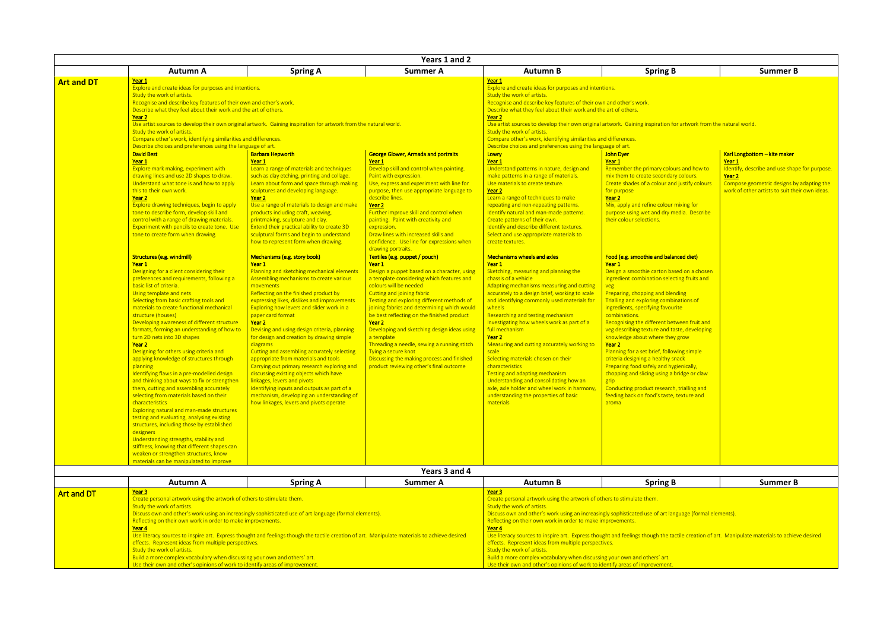## Years 1 and 2

| | Autumn A | Spring A | Summer A | Autumn B | Spring B | Summer B |
|---|---|---|---|---|---|---|
| **Art and DT** | **Year 1**<br>Explore and create ideas for purposes and intentions.<br>Study the work of artists.<br>Recognise and describe key features of their own and other's work.<br>Describe what they feel about their work and the art of others.<br>**Year 2**<br>Use artist sources to develop their own original artwork. Gaining inspiration for artwork from the natural world.<br>Study the work of artists.<br>Compare other's work, identifying similarities and differences.<br>Describe choices and preferences using the language of art. | | | **Year 1**<br>Explore and create ideas for purposes and intentions.<br>Study the work of artists.<br>Recognise and describe key features of their own and other's work.<br>Describe what they feel about their work and the art of others.<br>**Year 2**<br>Use artist sources to develop their own original artwork. Gaining inspiration for artwork from the natural world.<br>Study the work of artists.<br>Compare other's work, identifying similarities and differences.<br>Describe choices and preferences using the language of art. | | |
| | **David Best**<br>**Year 1**<br>Explore mark making, experiment with drawing lines and use 2D shapes to draw.<br>Understand what tone is and how to apply this to their own work.<br>**Year 2**<br>Explore drawing techniques, begin to apply tone to describe form, develop skill and control with a range of drawing materials.<br>Experiment with pencils to create tone. Use tone to create form when drawing. | **Barbara Hepworth**<br>**Year 1**<br>Learn a range of materials and techniques such as clay etching, printing and collage.<br>Learn about form and space through making sculptures and developing language.<br>**Year 2**<br>Use a range of materials to design and make products including craft, weaving, printmaking, sculpture and clay.<br>Extend their practical ability to create 3D sculptural forms and begin to understand how to represent form when drawing. | **George Glower, Armada and portraits**<br>**Year 1**<br>Develop skill and control when painting.<br>Paint with expression.<br>Use, express and experiment with line for purpose, then use appropriate language to describe lines.<br>**Year 2**<br>Further improve skill and control when painting. Paint with creativity and expression.<br>Draw lines with increased skills and confidence. Use line for expressions when drawing portraits. | **Lowry**<br>**Year 1**<br>Understand patterns in nature, design and make patterns in a range of materials.<br>Use materials to create texture.<br>**Year 2**<br>Learn a range of techniques to make repeating and non-repeating patterns.<br>Identify natural and man-made patterns.<br>Create patterns of their own.<br>Identify and describe different textures.<br>Select and use appropriate materials to create textures. | **John Dyer**<br>**Year 1**<br>Remember the primary colours and how to mix them to create secondary colours.<br>Create shades of a colour and justify colours for purpose<br>**Year 2**<br>Mix, apply and refine colour mixing for purpose using wet and dry media. Describe their colour selections. | **Karl Longbottom – kite maker**<br>**Year 1**<br>Identify, describe and use shape for purpose.<br>**Year 2**<br>Compose geometric designs by adapting the work of other artists to suit their own ideas. |
| | **Structures (e.g. windmill)**<br>**Year 1**<br>Designing for a client considering their preferences and requirements, following a basic list of criteria.<br>Using template and nets<br>Selecting from basic crafting tools and materials to create functional mechanical structure (houses)<br>Developing awareness of different structure formats, forming an understanding of how to turn 2D nets into 3D shapes<br>**Year 2**<br>Designing for others using criteria and applying knowledge of structures through planning<br>Identifying flaws in a pre-modelled design and thinking about ways to fix or strengthen them, cutting and assembling accurately selecting from materials based on their characteristics<br>Exploring natural and man-made structures testing and evaluating, analysing existing structures, including those by established designers<br>Understanding strengths, stability and stiffness, knowing that different shapes can weaken or strengthen structures, know materials can be manipulated to improve | **Mechanisms (e.g. story book)**<br>**Year 1**<br>Planning and sketching mechanical elements<br>Assembling mechanisms to create various movements<br>Reflecting on the finished product by expressing likes, dislikes and improvements<br>Exploring how levers and slider work in a paper card format<br>**Year 2**<br>Devising and using design criteria, planning for design and creation by drawing simple diagrams<br>Cutting and assembling accurately selecting appropriate from materials and tools<br>Carrying out primary research exploring and discussing existing objects which have linkages, levers and pivots<br>Identifying inputs and outputs as part of a mechanism, developing an understanding of how linkages, levers and pivots operate | **Textiles (e.g. puppet / pouch)**<br>**Year 1**<br>Design a puppet based on a character, using a template considering which features and colours will be needed<br>Cutting and joining fabric<br>Testing and exploring different methods of joining fabrics and determining which would be best reflecting on the finished product<br>**Year 2**<br>Developing and sketching design ideas using a template<br>Threading a needle, sewing a running stitch<br>Tying a secure knot<br>Discussing the making process and finished product reviewing other's final outcome | **Mechanisms wheels and axles**<br>**Year 1**<br>Sketching, measuring and planning the chassis of a vehicle<br>Adapting mechanisms measuring and cutting accurately to a design brief, working to scale and identifying commonly used materials for wheels<br>Researching and testing mechanism<br>Investigating how wheels work as part of a full mechanism<br>**Year 2**<br>Measuring and cutting accurately working to scale<br>Selecting materials chosen on their characteristics<br>Testing and adapting mechanism<br>Understanding and consolidating how an axle, axle holder and wheel work in harmony, understanding the properties of basic materials | **Food (e.g. smoothie and balanced diet)**<br>**Year 1**<br>Design a smoothie carton based on a chosen ingredient combination selecting fruits and veg<br>Preparing, chopping and blending<br>Trialling and exploring combinations of ingredients, specifying favourite combinations.<br>Recognising the different between fruit and veg describing texture and taste, developing knowledge about where they grow<br>**Year 2**<br>Planning for a set brief, following simple criteria designing a healthy snack<br>Preparing food safely and hygienically, chopping and slicing using a bridge or claw grip<br>Conducting product research, trialling and feeding back on food's taste, texture and aroma | |

## Years 3 and 4

| | Autumn A | Spring A | Summer A | Autumn B | Spring B | Summer B |
|---|---|---|---|---|---|---|
| **Art and DT** | **Year 3**<br>Create personal artwork using the artwork of others to stimulate them.<br>Study the work of artists.<br>Discuss own and other's work using an increasingly sophisticated use of art language (formal elements).<br>Reflecting on their own work in order to make improvements.<br>**Year 4**<br>Use literacy sources to inspire art. Express thought and feelings though the tactile creation of art. Manipulate materials to achieve desired effects. Represent ideas from multiple perspectives.<br>Study the work of artists.<br>Build a more complex vocabulary when discussing your own and others' art.<br>Use their own and other's opinions of work to identify areas of improvement. | | | **Year 3**<br>Create personal artwork using the artwork of others to stimulate them.<br>Study the work of artists.<br>Discuss own and other's work using an increasingly sophisticated use of art language (formal elements).<br>Reflecting on their own work in order to make improvements.<br>**Year 4**<br>Use literacy sources to inspire art. Express thought and feelings though the tactile creation of art. Manipulate materials to achieve desired effects. Represent ideas from multiple perspectives.<br>Study the work of artists.<br>Build a more complex vocabulary when discussing your own and others' art.<br>Use their own and other's opinions of work to identify areas of improvement. | | |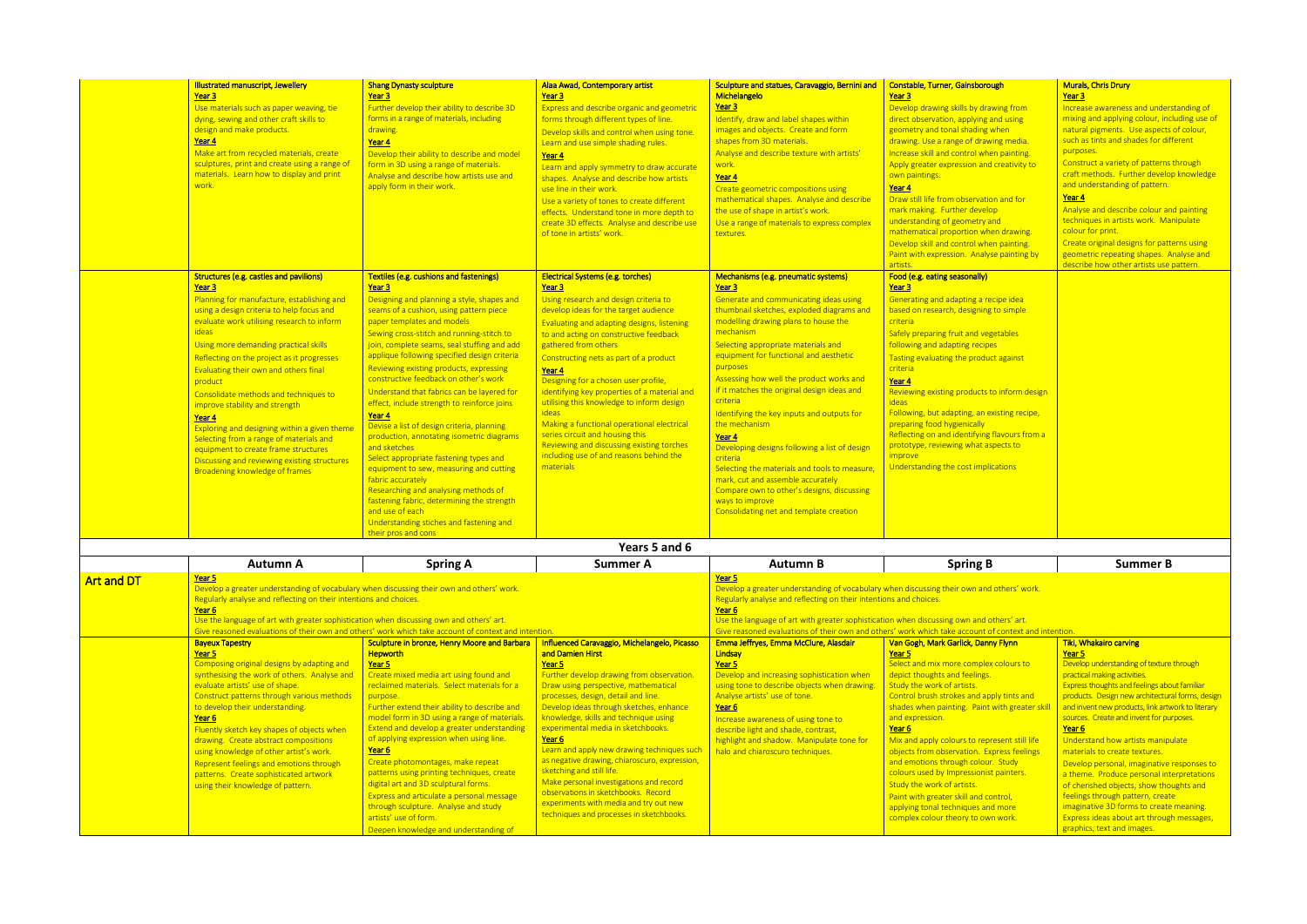| | | | | | | |
|---|---|---|---|---|---|---|
| | **Illustrated manuscript, Jewellery**<br>**Year 3**<br>Use materials such as paper weaving, tie dying, sewing and other craft skills to design and make products.<br>**Year 4**<br>Make art from recycled materials, create sculptures, print and create using a range of materials. Learn how to display and print work. | **Shang Dynasty sculpture**<br>**Year 3**<br>Further develop their ability to describe 3D forms in a range of materials, including drawing.<br>**Year 4**<br>Develop their ability to describe and model form in 3D using a range of materials. Analyse and describe how artists use and apply form in their work. | **Alaa Awad, Contemporary artist**<br>**Year 3**<br>Express and describe organic and geometric forms through different types of line. Develop skills and control when using tone. Learn and use simple shading rules.<br>**Year 4**<br>Learn and apply symmetry to draw accurate shapes. Analyse and describe how artists use line in their work.<br>Use a variety of tones to create different effects. Understand tone in more depth to create 3D effects. Analyse and describe use of tone in artists' work. | **Sculpture and statues, Caravaggio, Bernini and Michelangelo**<br>**Year 3**<br>Identify, draw and label shapes within images and objects. Create and form shapes from 3D materials.<br>Analyse and describe texture with artists' work.<br>**Year 4**<br>Create geometric compositions using mathematical shapes. Analyse and describe the use of shape in artist's work.<br>Use a range of materials to express complex textures. | **Constable, Turner, Gainsborough**<br>**Year 3**<br>Develop drawing skills by drawing from direct observation, applying and using geometry and tonal shading when drawing. Use a range of drawing media. Increase skill and control when painting. Apply greater expression and creativity to own paintings.<br>**Year 4**<br>Draw still life from observation and for mark making. Further develop understanding of geometry and mathematical proportion when drawing. Develop skill and control when painting. Paint with expression. Analyse painting by artists. | **Murals, Chris Drury**<br>**Year 3**<br>Increase awareness and understanding of mixing and applying colour, including use of natural pigments. Use aspects of colour, such as tints and shades for different purposes.<br>Construct a variety of patterns through craft methods. Further develop knowledge and understanding of pattern.<br>**Year 4**<br>Analyse and describe colour and painting techniques in artists work. Manipulate colour for print.<br>Create original designs for patterns using geometric repeating shapes. Analyse and describe how other artists use pattern. |
| | **Structures (e.g. castles and pavilions)**<br>**Year 3**<br>Planning for manufacture, establishing and using a design criteria to help focus and evaluate work utilising research to inform ideas<br>Using more demanding practical skills<br>Reflecting on the project as it progresses<br>Evaluating their own and others final product<br>Consolidate methods and techniques to improve stability and strength<br>**Year 4**<br>Exploring and designing within a given theme<br>Selecting from a range of materials and equipment to create frame structures<br>Discussing and reviewing existing structures<br>Broadening knowledge of frames | **Textiles (e.g. cushions and fastenings)**<br>**Year 3**<br>Designing and planning a style, shapes and seams of a cushion, using pattern piece paper templates and models<br>Sewing cross-stitch and running-stitch to join, complete seams, seal stuffing and add applique following specified design criteria<br>Reviewing existing products, expressing constructive feedback on other's work<br>Understand that fabrics can be layered for effect, include strength to reinforce joins<br>**Year 4**<br>Devise a list of design criteria, planning production, annotating isometric diagrams and sketches<br>Select appropriate fastening types and equipment to sew, measuring and cutting fabric accurately<br>Researching and analysing methods of fastening fabric, determining the strength and use of each<br>Understanding stiches and fastening and their pros and cons | **Electrical Systems (e.g. torches)**<br>**Year 3**<br>Using research and design criteria to develop ideas for the target audience<br>Evaluating and adapting designs, listening to and acting on constructive feedback gathered from others<br>Constructing nets as part of a product<br>**Year 4**<br>Designing for a chosen user profile, identifying key properties of a material and utilising this knowledge to inform design ideas<br>Making a functional operational electrical series circuit and housing this<br>Reviewing and discussing existing torches including use of and reasons behind the materials | **Mechanisms (e.g. pneumatic systems)**<br>**Year 3**<br>Generate and communicating ideas using thumbnail sketches, exploded diagrams and modelling drawing plans to house the mechanism<br>Selecting appropriate materials and equipment for functional and aesthetic purposes<br>Assessing how well the product works and if it matches the original design ideas and criteria<br>Identifying the key inputs and outputs for the mechanism<br>**Year 4**<br>Developing designs following a list of design criteria<br>Selecting the materials and tools to measure, mark, cut and assemble accurately<br>Compare own to other's designs, discussing ways to improve<br>Consolidating net and template creation | **Food (e.g. eating seasonally)**<br>**Year 3**<br>Generating and adapting a recipe idea based on research, designing to simple criteria<br>Safely preparing fruit and vegetables following and adapting recipes<br>Tasting evaluating the product against criteria<br>**Year 4**<br>Reviewing existing products to inform design ideas<br>Following, but adapting, an existing recipe, preparing food hygienically<br>Reflecting on and identifying flavours from a prototype, reviewing what aspects to improve<br>Understanding the cost implications | |

## Years 5 and 6

| | Autumn A | Spring A | Summer A | Autumn B | Spring B | Summer B |
|---|---|---|---|---|---|---|
| **Art and DT** | **Year 5**<br>Develop a greater understanding of vocabulary when discussing their own and others' work.<br>Regularly analyse and reflecting on their intentions and choices.<br>**Year 6**<br>Use the language of art with greater sophistication when discussing own and others' art.<br>Give reasoned evaluations of their own and others' work which take account of context and intention. | | | **Year 5**<br>Develop a greater understanding of vocabulary when discussing their own and others' work.<br>Regularly analyse and reflecting on their intentions and choices.<br>**Year 6**<br>Use the language of art with greater sophistication when discussing own and others' art.<br>Give reasoned evaluations of their own and others' work which take account of context and intention. | | |
| | **Bayeux Tapestry**<br>**Year 5**<br>Composing original designs by adapting and synthesising the work of others. Analyse and evaluate artists' use of shape.<br>Construct patterns through various methods to develop their understanding.<br>**Year 6**<br>Fluently sketch key shapes of objects when drawing. Create abstract compositions using knowledge of other artist's work.<br>Represent feelings and emotions through patterns. Create sophisticated artwork using their knowledge of pattern. | **Sculpture in bronze, Henry Moore and Barbara Hepworth**<br>**Year 5**<br>Create mixed media art using found and reclaimed materials. Select materials for a purpose.<br>Further extend their ability to describe and model form in 3D using a range of materials.<br>Extend and develop a greater understanding of applying expression when using line.<br>**Year 6**<br>Create photomontages, make repeat patterns using printing techniques, create digital art and 3D sculptural forms.<br>Express and articulate a personal message through sculpture. Analyse and study artists' use of form.<br>Deepen knowledge and understanding of | **Influenced Caravaggio, Michelangelo, Picasso and Damien Hirst**<br>**Year 5**<br>Further develop drawing from observation. Draw using perspective, mathematical processes, design, detail and line.<br>Develop ideas through sketches, enhance knowledge, skills and technique using experimental media in sketchbooks.<br>**Year 6**<br>Learn and apply new drawing techniques such as negative drawing, chiaroscuro, expression, sketching and still life.<br>Make personal investigations and record observations in sketchbooks. Record experiments with media and try out new techniques and processes in sketchbooks. | **Emma Jeffryes, Emma McClure, Alasdair Lindsay**<br>**Year 5**<br>Develop and increasing sophistication when using tone to describe objects when drawing.<br>Analyse artists' use of tone.<br>**Year 6**<br>Increase awareness of using tone to describe light and shade, contrast, highlight and shadow. Manipulate tone for halo and chiaroscuro techniques. | **Van Gogh, Mark Garlick, Danny Flynn**<br>**Year 5**<br>Select and mix more complex colours to depict thoughts and feelings.<br>Study the work of artists.<br>Control brush strokes and apply tints and shades when painting. Paint with greater skill and expression.<br>**Year 6**<br>Mix and apply colours to represent still life objects from observation. Express feelings and emotions through colour. Study colours used by Impressionist painters.<br>Study the work of artists.<br>Paint with greater skill and control, applying tonal techniques and more complex colour theory to own work. | **Tiki, Whakairo carving**<br>**Year 5**<br>Develop understanding of texture through practical making activities.<br>Express thoughts and feelings about familiar products. Design new architectural forms, design and invent new products, link artwork to literary sources. Create and invent for purposes.<br>**Year 6**<br>Understand how artists manipulate materials to create textures.<br>Develop personal, imaginative responses to a theme. Produce personal interpretations of cherished objects, show thoughts and feelings through pattern, create imaginative 3D forms to create meaning.<br>Express ideas about art through messages, graphics, text and images. |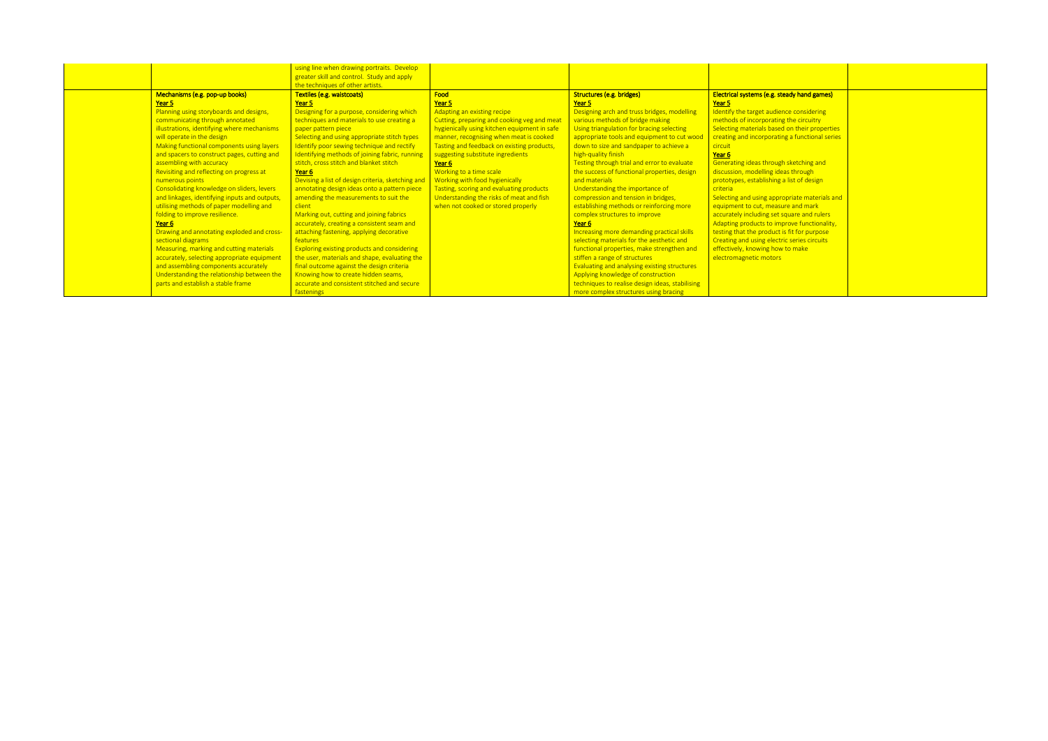| | | | | | | |
|---|---|---|---|---|---|---|
| | | using line when drawing portraits. Develop greater skill and control. Study and apply the techniques of other artists. | | | | |
| | **Mechanisms (e.g. pop-up books)**<br>**Year 5**<br>Planning using storyboards and designs, communicating through annotated illustrations, identifying where mechanisms will operate in the design<br>Making functional components using layers and spacers to construct pages, cutting and assembling with accuracy<br>Revisiting and reflecting on progress at numerous points<br>Consolidating knowledge on sliders, levers and linkages, identifying inputs and outputs, utilising methods of paper modelling and folding to improve resilience.<br>**Year 6**<br>Drawing and annotating exploded and cross-sectional diagrams<br>Measuring, marking and cutting materials accurately, selecting appropriate equipment and assembling components accurately<br>Understanding the relationship between the parts and establish a stable frame | **Textiles (e.g. waistcoats)**<br>**Year 5**<br>Designing for a purpose, considering which techniques and materials to use creating a paper pattern piece<br>Selecting and using appropriate stitch types<br>Identify poor sewing technique and rectify<br>Identifying methods of joining fabric, running stitch, cross stitch and blanket stitch<br>**Year 6**<br>Devising a list of design criteria, sketching and annotating design ideas onto a pattern piece amending the measurements to suit the client<br>Marking out, cutting and joining fabrics accurately, creating a consistent seam and attaching fastening, applying decorative features<br>Exploring existing products and considering the user, materials and shape, evaluating the final outcome against the design criteria<br>Knowing how to create hidden seams, accurate and consistent stitched and secure fastenings | **Food**<br>**Year 5**<br>Adapting an existing recipe<br>Cutting, preparing and cooking veg and meat hygienically using kitchen equipment in safe manner, recognising when meat is cooked<br>Tasting and feedback on existing products, suggesting substitute ingredients<br>**Year 6**<br>Working to a time scale<br>Working with food hygienically<br>Tasting, scoring and evaluating products<br>Understanding the risks of meat and fish when not cooked or stored properly | **Structures (e.g. bridges)**<br>**Year 5**<br>Designing arch and truss bridges, modelling various methods of bridge making<br>Using triangulation for bracing selecting appropriate tools and equipment to cut wood down to size and sandpaper to achieve a high-quality finish<br>Testing through trial and error to evaluate the success of functional properties, design and materials<br>Understanding the importance of compression and tension in bridges, establishing methods or reinforcing more complex structures to improve<br>**Year 6**<br>Increasing more demanding practical skills selecting materials for the aesthetic and functional properties, make strengthen and stiffen a range of structures<br>Evaluating and analysing existing structures<br>Applying knowledge of construction techniques to realise design ideas, stabilising more complex structures using bracing | **Electrical systems (e.g. steady hand games)**<br>**Year 5**<br>Identify the target audience considering methods of incorporating the circuitry<br>Selecting materials based on their properties creating and incorporating a functional series circuit<br>**Year 6**<br>Generating ideas through sketching and discussion, modelling ideas through prototypes, establishing a list of design criteria<br>Selecting and using appropriate materials and equipment to cut, measure and mark accurately including set square and rulers<br>Adapting products to improve functionality, testing that the product is fit for purpose<br>Creating and using electric series circuits effectively, knowing how to make electromagnetic motors | |